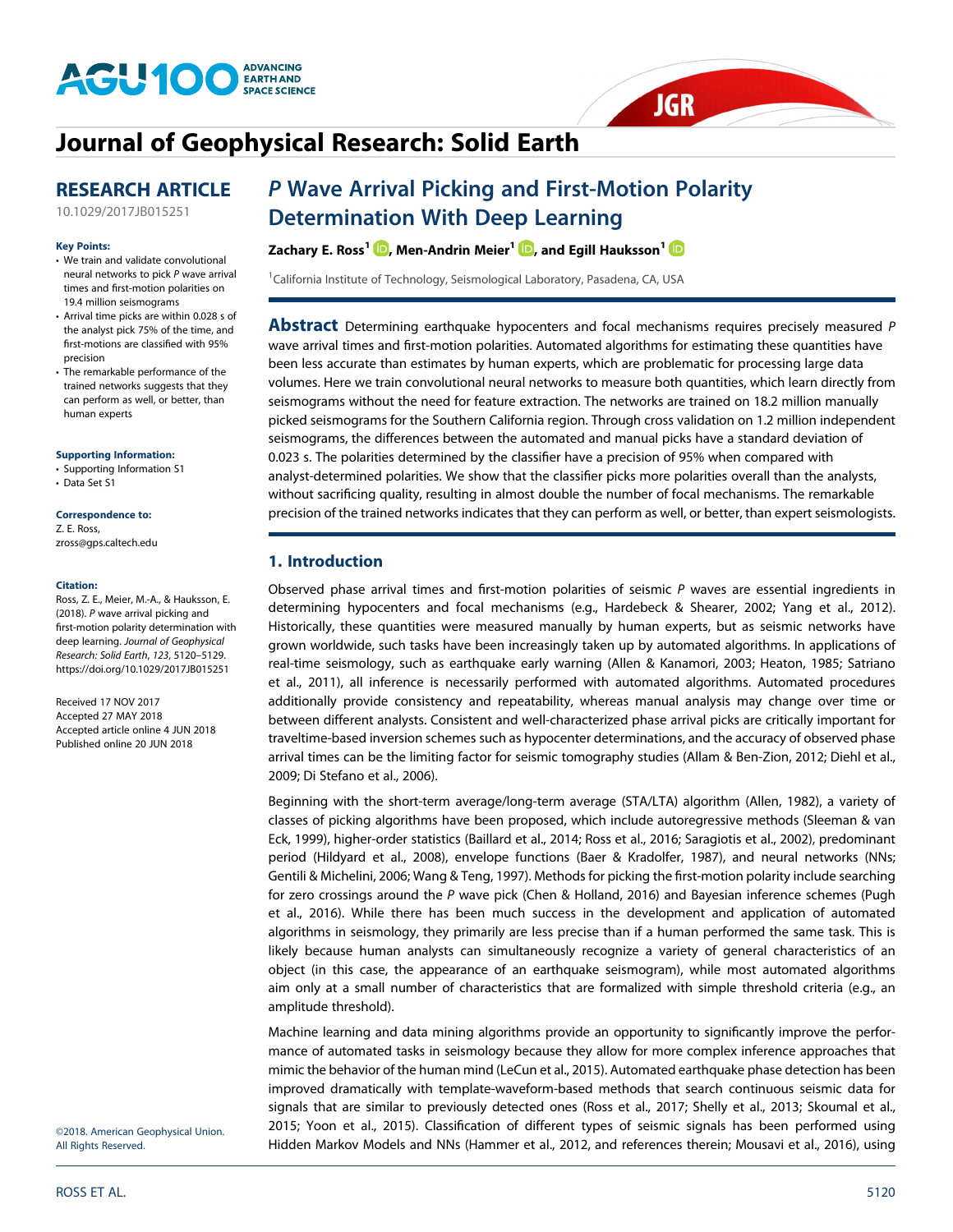# Journal of Geophysical Research: Solid Earth

**RESEARCH ARTICLE**

10.1029/2017JB015251

**Key Points:**

- We train and validate convolutional neural networks to pick *P* wave arrival times and first-motion polarities on 19.4 million seismograms
- Arrival time picks are within 0.028 s of the analyst pick 75% of the time, and first-motions are classified with 95% precision
- The remarkable performance of the trained networks suggests that they can perform as well, or better, than human experts

**Supporting Information:**

- Supporting Information S1
- Data Set S1

**Correspondence to:**

Z. E. Ross,
zross@gps.caltech.edu

**Citation:**

Ross, Z. E., Meier, M.-A., & Hauksson, E. (2018). *P* wave arrival picking and first-motion polarity determination with deep learning. *Journal of Geophysical Research: Solid Earth*, *123*, 5120–5129. https://doi.org/10.1029/2017JB015251

Received 17 NOV 2017
Accepted 27 MAY 2018
Accepted article online 4 JUN 2018
Published online 20 JUN 2018

©2018. American Geophysical Union. All Rights Reserved.

# *P* Wave Arrival Picking and First-Motion Polarity Determination With Deep Learning

**Zachary E. Ross[1], Men-Andrin Meier[1], and Egill Hauksson[1]**

[1]California Institute of Technology, Seismological Laboratory, Pasadena, CA, USA

**Abstract** Determining earthquake hypocenters and focal mechanisms requires precisely measured *P* wave arrival times and first-motion polarities. Automated algorithms for estimating these quantities have been less accurate than estimates by human experts, which are problematic for processing large data volumes. Here we train convolutional neural networks to measure both quantities, which learn directly from seismograms without the need for feature extraction. The networks are trained on 18.2 million manually picked seismograms for the Southern California region. Through cross validation on 1.2 million independent seismograms, the differences between the automated and manual picks have a standard deviation of 0.023 s. The polarities determined by the classifier have a precision of 95% when compared with analyst-determined polarities. We show that the classifier picks more polarities overall than the analysts, without sacrificing quality, resulting in almost double the number of focal mechanisms. The remarkable precision of the trained networks indicates that they can perform as well, or better, than expert seismologists.

## 1. Introduction

Observed phase arrival times and first-motion polarities of seismic *P* waves are essential ingredients in determining hypocenters and focal mechanisms (e.g., Hardebeck & Shearer, 2002; Yang et al., 2012). Historically, these quantities were measured manually by human experts, but as seismic networks have grown worldwide, such tasks have been increasingly taken up by automated algorithms. In applications of real-time seismology, such as earthquake early warning (Allen & Kanamori, 2003; Heaton, 1985; Satriano et al., 2011), all inference is necessarily performed with automated algorithms. Automated procedures additionally provide consistency and repeatability, whereas manual analysis may change over time or between different analysts. Consistent and well-characterized phase arrival picks are critically important for traveltime-based inversion schemes such as hypocenter determinations, and the accuracy of observed phase arrival times can be the limiting factor for seismic tomography studies (Allam & Ben-Zion, 2012; Diehl et al., 2009; Di Stefano et al., 2006).

Beginning with the short-term average/long-term average (STA/LTA) algorithm (Allen, 1982), a variety of classes of picking algorithms have been proposed, which include autoregressive methods (Sleeman & van Eck, 1999), higher-order statistics (Baillard et al., 2014; Ross et al., 2016; Saragiotis et al., 2002), predominant period (Hildyard et al., 2008), envelope functions (Baer & Kradolfer, 1987), and neural networks (NNs; Gentili & Michelini, 2006; Wang & Teng, 1997). Methods for picking the first-motion polarity include searching for zero crossings around the *P* wave pick (Chen & Holland, 2016) and Bayesian inference schemes (Pugh et al., 2016). While there has been much success in the development and application of automated algorithms in seismology, they primarily are less precise than if a human performed the same task. This is likely because human analysts can simultaneously recognize a variety of general characteristics of an object (in this case, the appearance of an earthquake seismogram), while most automated algorithms aim only at a small number of characteristics that are formalized with simple threshold criteria (e.g., an amplitude threshold).

Machine learning and data mining algorithms provide an opportunity to significantly improve the performance of automated tasks in seismology because they allow for more complex inference approaches that mimic the behavior of the human mind (LeCun et al., 2015). Automated earthquake phase detection has been improved dramatically with template-waveform-based methods that search continuous seismic data for signals that are similar to previously detected ones (Ross et al., 2017; Shelly et al., 2013; Skoumal et al., 2015; Yoon et al., 2015). Classification of different types of seismic signals has been performed using Hidden Markov Models and NNs (Hammer et al., 2012, and references therein; Mousavi et al., 2016), using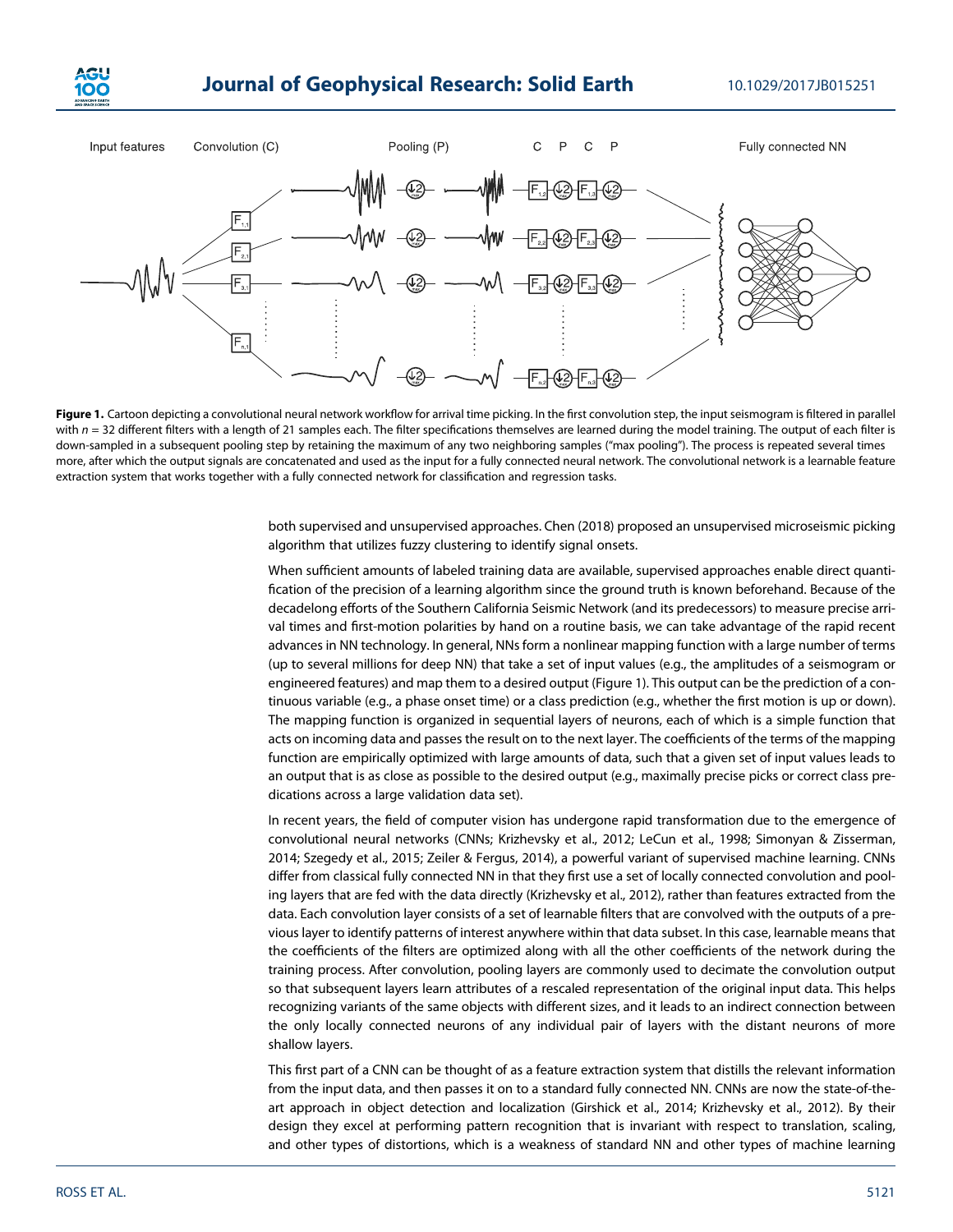**Figure 1.** Cartoon depicting a convolutional neural network workflow for arrival time picking. In the first convolution step, the input seismogram is filtered in parallel with $n = 32$ different filters with a length of 21 samples each. The filter specifications themselves are learned during the model training. The output of each filter is down-sampled in a subsequent pooling step by retaining the maximum of any two neighboring samples ("max pooling"). The process is repeated several times more, after which the output signals are concatenated and used as the input for a fully connected neural network. The convolutional network is a learnable feature extraction system that works together with a fully connected network for classification and regression tasks.

both supervised and unsupervised approaches. Chen (2018) proposed an unsupervised microseismic picking algorithm that utilizes fuzzy clustering to identify signal onsets.

When sufficient amounts of labeled training data are available, supervised approaches enable direct quantification of the precision of a learning algorithm since the ground truth is known beforehand. Because of the decadelong efforts of the Southern California Seismic Network (and its predecessors) to measure precise arrival times and first-motion polarities by hand on a routine basis, we can take advantage of the rapid recent advances in NN technology. In general, NNs form a nonlinear mapping function with a large number of terms (up to several millions for deep NN) that take a set of input values (e.g., the amplitudes of a seismogram or engineered features) and map them to a desired output (Figure 1). This output can be the prediction of a continuous variable (e.g., a phase onset time) or a class prediction (e.g., whether the first motion is up or down). The mapping function is organized in sequential layers of neurons, each of which is a simple function that acts on incoming data and passes the result on to the next layer. The coefficients of the terms of the mapping function are empirically optimized with large amounts of data, such that a given set of input values leads to an output that is as close as possible to the desired output (e.g., maximally precise picks or correct class predications across a large validation data set).

In recent years, the field of computer vision has undergone rapid transformation due to the emergence of convolutional neural networks (CNNs; Krizhevsky et al., 2012; LeCun et al., 1998; Simonyan & Zisserman, 2014; Szegedy et al., 2015; Zeiler & Fergus, 2014), a powerful variant of supervised machine learning. CNNs differ from classical fully connected NN in that they first use a set of locally connected convolution and pooling layers that are fed with the data directly (Krizhevsky et al., 2012), rather than features extracted from the data. Each convolution layer consists of a set of learnable filters that are convolved with the outputs of a previous layer to identify patterns of interest anywhere within that data subset. In this case, learnable means that the coefficients of the filters are optimized along with all the other coefficients of the network during the training process. After convolution, pooling layers are commonly used to decimate the convolution output so that subsequent layers learn attributes of a rescaled representation of the original input data. This helps recognizing variants of the same objects with different sizes, and it leads to an indirect connection between the only locally connected neurons of any individual pair of layers with the distant neurons of more shallow layers.

This first part of a CNN can be thought of as a feature extraction system that distills the relevant information from the input data, and then passes it on to a standard fully connected NN. CNNs are now the state-of-the-art approach in object detection and localization (Girshick et al., 2014; Krizhevsky et al., 2012). By their design they excel at performing pattern recognition that is invariant with respect to translation, scaling, and other types of distortions, which is a weakness of standard NN and other types of machine learning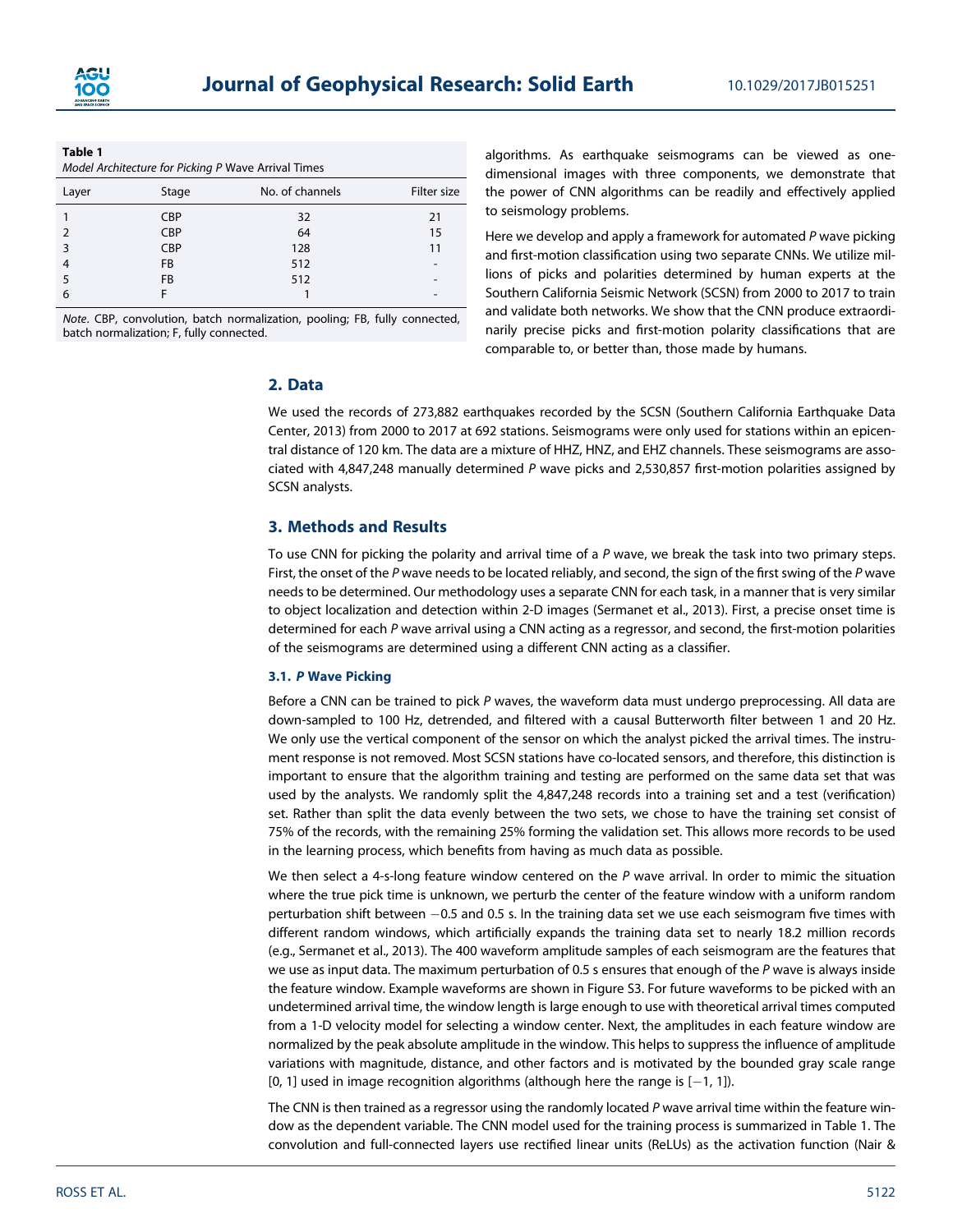**Table 1**
*Model Architecture for Picking P Wave Arrival Times*

| Layer | Stage | No. of channels | Filter size |
|---|---|---|---|
| 1 | CBP | 32 | 21 |
| 2 | CBP | 64 | 15 |
| 3 | CBP | 128 | 11 |
| 4 | FB | 512 | - |
| 5 | FB | 512 | - |
| 6 | F | 1 | - |

*Note*. CBP, convolution, batch normalization, pooling; FB, fully connected, batch normalization; F, fully connected.

algorithms. As earthquake seismograms can be viewed as one-dimensional images with three components, we demonstrate that the power of CNN algorithms can be readily and effectively applied to seismology problems.

Here we develop and apply a framework for automated *P* wave picking and first-motion classification using two separate CNNs. We utilize millions of picks and polarities determined by human experts at the Southern California Seismic Network (SCSN) from 2000 to 2017 to train and validate both networks. We show that the CNN produce extraordinarily precise picks and first-motion polarity classifications that are comparable to, or better than, those made by humans.

## 2. Data

We used the records of 273,882 earthquakes recorded by the SCSN (Southern California Earthquake Data Center, 2013) from 2000 to 2017 at 692 stations. Seismograms were only used for stations within an epicentral distance of 120 km. The data are a mixture of HHZ, HNZ, and EHZ channels. These seismograms are associated with 4,847,248 manually determined *P* wave picks and 2,530,857 first-motion polarities assigned by SCSN analysts.

## 3. Methods and Results

To use CNN for picking the polarity and arrival time of a *P* wave, we break the task into two primary steps. First, the onset of the *P* wave needs to be located reliably, and second, the sign of the first swing of the *P* wave needs to be determined. Our methodology uses a separate CNN for each task, in a manner that is very similar to object localization and detection within 2-D images (Sermanet et al., 2013). First, a precise onset time is determined for each *P* wave arrival using a CNN acting as a regressor, and second, the first-motion polarities of the seismograms are determined using a different CNN acting as a classifier.

### 3.1. *P* Wave Picking

Before a CNN can be trained to pick *P* waves, the waveform data must undergo preprocessing. All data are down-sampled to 100 Hz, detrended, and filtered with a causal Butterworth filter between 1 and 20 Hz. We only use the vertical component of the sensor on which the analyst picked the arrival times. The instrument response is not removed. Most SCSN stations have co-located sensors, and therefore, this distinction is important to ensure that the algorithm training and testing are performed on the same data set that was used by the analysts. We randomly split the 4,847,248 records into a training set and a test (verification) set. Rather than split the data evenly between the two sets, we chose to have the training set consist of 75% of the records, with the remaining 25% forming the validation set. This allows more records to be used in the learning process, which benefits from having as much data as possible.

We then select a 4-s-long feature window centered on the *P* wave arrival. In order to mimic the situation where the true pick time is unknown, we perturb the center of the feature window with a uniform random perturbation shift between −0.5 and 0.5 s. In the training data set we use each seismogram five times with different random windows, which artificially expands the training data set to nearly 18.2 million records (e.g., Sermanet et al., 2013). The 400 waveform amplitude samples of each seismogram are the features that we use as input data. The maximum perturbation of 0.5 s ensures that enough of the *P* wave is always inside the feature window. Example waveforms are shown in Figure S3. For future waveforms to be picked with an undetermined arrival time, the window length is large enough to use with theoretical arrival times computed from a 1-D velocity model for selecting a window center. Next, the amplitudes in each feature window are normalized by the peak absolute amplitude in the window. This helps to suppress the influence of amplitude variations with magnitude, distance, and other factors and is motivated by the bounded gray scale range [0, 1] used in image recognition algorithms (although here the range is [−1, 1]).

The CNN is then trained as a regressor using the randomly located *P* wave arrival time within the feature window as the dependent variable. The CNN model used for the training process is summarized in Table 1. The convolution and full-connected layers use rectified linear units (ReLUs) as the activation function (Nair &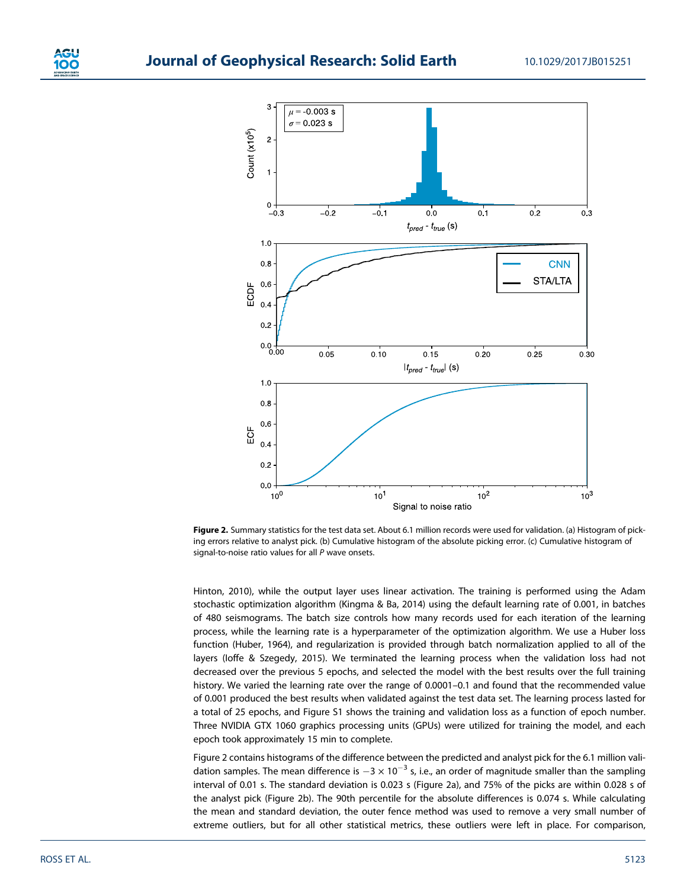**Figure 2.** Summary statistics for the test data set. About 6.1 million records were used for validation. (a) Histogram of picking errors relative to analyst pick. (b) Cumulative histogram of the absolute picking error. (c) Cumulative histogram of signal-to-noise ratio values for all *P* wave onsets.

Hinton, 2010), while the output layer uses linear activation. The training is performed using the Adam stochastic optimization algorithm (Kingma & Ba, 2014) using the default learning rate of 0.001, in batches of 480 seismograms. The batch size controls how many records used for each iteration of the learning process, while the learning rate is a hyperparameter of the optimization algorithm. We use a Huber loss function (Huber, 1964), and regularization is provided through batch normalization applied to all of the layers (Ioffe & Szegedy, 2015). We terminated the learning process when the validation loss had not decreased over the previous 5 epochs, and selected the model with the best results over the full training history. We varied the learning rate over the range of 0.0001–0.1 and found that the recommended value of 0.001 produced the best results when validated against the test data set. The learning process lasted for a total of 25 epochs, and Figure S1 shows the training and validation loss as a function of epoch number. Three NVIDIA GTX 1060 graphics processing units (GPUs) were utilized for training the model, and each epoch took approximately 15 min to complete.

Figure 2 contains histograms of the difference between the predicted and analyst pick for the 6.1 million validation samples. The mean difference is $-3 \times 10^{-3}$ s, i.e., an order of magnitude smaller than the sampling interval of 0.01 s. The standard deviation is 0.023 s (Figure 2a), and 75% of the picks are within 0.028 s of the analyst pick (Figure 2b). The 90th percentile for the absolute differences is 0.074 s. While calculating the mean and standard deviation, the outer fence method was used to remove a very small number of extreme outliers, but for all other statistical metrics, these outliers were left in place. For comparison,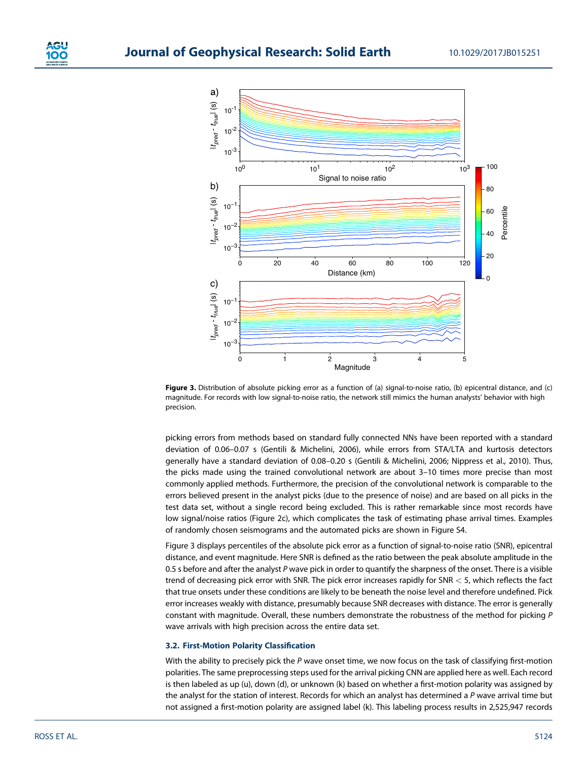**Figure 3.** Distribution of absolute picking error as a function of (a) signal-to-noise ratio, (b) epicentral distance, and (c) magnitude. For records with low signal-to-noise ratio, the network still mimics the human analysts' behavior with high precision.

picking errors from methods based on standard fully connected NNs have been reported with a standard deviation of 0.06–0.07 s (Gentili & Michelini, 2006), while errors from STA/LTA and kurtosis detectors generally have a standard deviation of 0.08–0.20 s (Gentili & Michelini, 2006; Nippress et al., 2010). Thus, the picks made using the trained convolutional network are about 3–10 times more precise than most commonly applied methods. Furthermore, the precision of the convolutional network is comparable to the errors believed present in the analyst picks (due to the presence of noise) and are based on all picks in the test data set, without a single record being excluded. This is rather remarkable since most records have low signal/noise ratios (Figure 2c), which complicates the task of estimating phase arrival times. Examples of randomly chosen seismograms and the automated picks are shown in Figure S4.

Figure 3 displays percentiles of the absolute pick error as a function of signal-to-noise ratio (SNR), epicentral distance, and event magnitude. Here SNR is defined as the ratio between the peak absolute amplitude in the 0.5 s before and after the analyst *P* wave pick in order to quantify the sharpness of the onset. There is a visible trend of decreasing pick error with SNR. The pick error increases rapidly for SNR $< 5$, which reflects the fact that true onsets under these conditions are likely to be beneath the noise level and therefore undefined. Pick error increases weakly with distance, presumably because SNR decreases with distance. The error is generally constant with magnitude. Overall, these numbers demonstrate the robustness of the method for picking *P* wave arrivals with high precision across the entire data set.

### 3.2. First-Motion Polarity Classification

With the ability to precisely pick the *P* wave onset time, we now focus on the task of classifying first-motion polarities. The same preprocessing steps used for the arrival picking CNN are applied here as well. Each record is then labeled as up (u), down (d), or unknown (k) based on whether a first-motion polarity was assigned by the analyst for the station of interest. Records for which an analyst has determined a *P* wave arrival time but not assigned a first-motion polarity are assigned label (k). This labeling process results in 2,525,947 records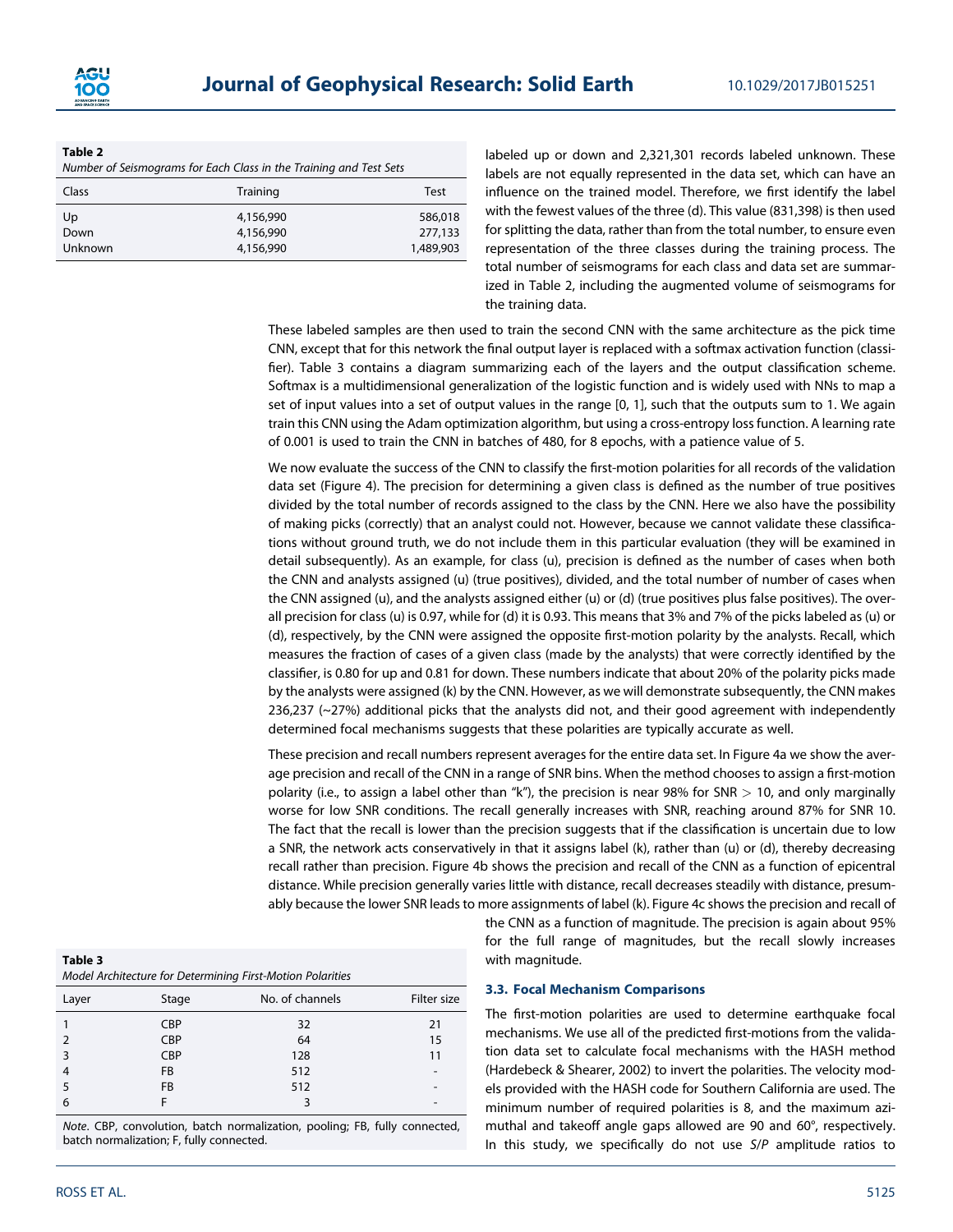**Table 2**
*Number of Seismograms for Each Class in the Training and Test Sets*

| Class | Training | Test |
|---|---|---|
| Up | 4,156,990 | 586,018 |
| Down | 4,156,990 | 277,133 |
| Unknown | 4,156,990 | 1,489,903 |

labeled up or down and 2,321,301 records labeled unknown. These labels are not equally represented in the data set, which can have an influence on the trained model. Therefore, we first identify the label with the fewest values of the three (d). This value (831,398) is then used for splitting the data, rather than from the total number, to ensure even representation of the three classes during the training process. The total number of seismograms for each class and data set are summarized in Table 2, including the augmented volume of seismograms for the training data.

These labeled samples are then used to train the second CNN with the same architecture as the pick time CNN, except that for this network the final output layer is replaced with a softmax activation function (classifier). Table 3 contains a diagram summarizing each of the layers and the output classification scheme. Softmax is a multidimensional generalization of the logistic function and is widely used with NNs to map a set of input values into a set of output values in the range [0, 1], such that the outputs sum to 1. We again train this CNN using the Adam optimization algorithm, but using a cross-entropy loss function. A learning rate of 0.001 is used to train the CNN in batches of 480, for 8 epochs, with a patience value of 5.

We now evaluate the success of the CNN to classify the first-motion polarities for all records of the validation data set (Figure 4). The precision for determining a given class is defined as the number of true positives divided by the total number of records assigned to the class by the CNN. Here we also have the possibility of making picks (correctly) that an analyst could not. However, because we cannot validate these classifications without ground truth, we do not include them in this particular evaluation (they will be examined in detail subsequently). As an example, for class (u), precision is defined as the number of cases when both the CNN and analysts assigned (u) (true positives), divided, and the total number of cases when the CNN assigned (u), and the analysts assigned either (u) or (d) (true positives plus false positives). The overall precision for class (u) is 0.97, while for (d) it is 0.93. This means that 3% and 7% of the picks labeled as (u) or (d), respectively, by the CNN were assigned the opposite first-motion polarity by the analysts. Recall, which measures the fraction of cases of a given class (made by the analysts) that were correctly identified by the classifier, is 0.80 for up and 0.81 for down. These numbers indicate that about 20% of the polarity picks made by the analysts were assigned (k) by the CNN. However, as we will demonstrate subsequently, the CNN makes 236,237 (~27%) additional picks that the analysts did not, and their good agreement with independently determined focal mechanisms suggests that these polarities are typically accurate as well.

These precision and recall numbers represent averages for the entire data set. In Figure 4a we show the average precision and recall of the CNN in a range of SNR bins. When the method chooses to assign a first-motion polarity (i.e., to assign a label other than "k"), the precision is near 98% for SNR $> 10$, and only marginally worse for low SNR conditions. The recall generally increases with SNR, reaching around 87% for SNR 10. The fact that the recall is lower than the precision suggests that if the classification is uncertain due to low a SNR, the network acts conservatively in that it assigns label (k), rather than (u) or (d), thereby decreasing recall rather than precision. Figure 4b shows the precision and recall of the CNN as a function of epicentral distance. While precision generally varies little with distance, recall decreases steadily with distance, presumably because the lower SNR leads to more assignments of label (k). Figure 4c shows the precision and recall of the CNN as a function of magnitude. The precision is again about 95% for the full range of magnitudes, but the recall slowly increases with magnitude.

**Table 3**
*Model Architecture for Determining First-Motion Polarities*

| Layer | Stage | No. of channels | Filter size |
|---|---|---|---|
| 1 | CBP | 32 | 21 |
| 2 | CBP | 64 | 15 |
| 3 | CBP | 128 | 11 |
| 4 | FB | 512 | - |
| 5 | FB | 512 | - |
| 6 | F | 3 | - |

*Note*. CBP, convolution, batch normalization, pooling; FB, fully connected, batch normalization; F, fully connected.

### 3.3. Focal Mechanism Comparisons

The first-motion polarities are used to determine earthquake focal mechanisms. We use all of the predicted first-motions from the validation data set to calculate focal mechanisms with the HASH method (Hardebeck & Shearer, 2002) to invert the polarities. The velocity models provided with the HASH code for Southern California are used. The minimum number of required polarities is 8, and the maximum azimuthal and takeoff angle gaps allowed are 90 and 60°, respectively. In this study, we specifically do not use *S*/*P* amplitude ratios to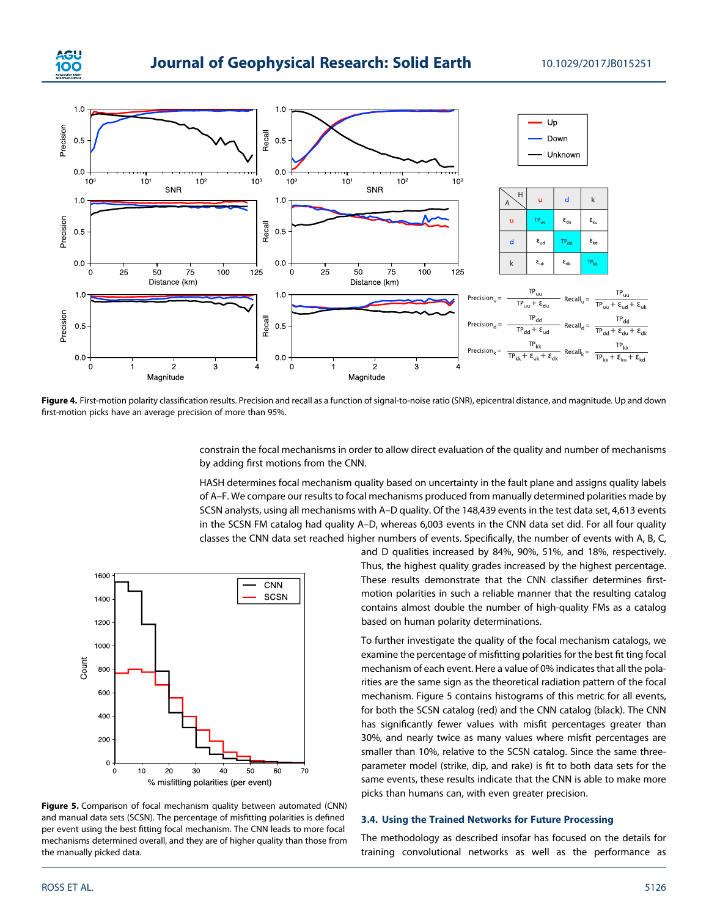**Figure 4.** First-motion polarity classification results. Precision and recall as a function of signal-to-noise ratio (SNR), epicentral distance, and magnitude. Up and down first-motion picks have an average precision of more than 95%.

constrain the focal mechanisms in order to allow direct evaluation of the quality and number of mechanisms by adding first motions from the CNN.

HASH determines focal mechanism quality based on uncertainty in the fault plane and assigns quality labels of A–F. We compare our results to focal mechanisms produced from manually determined polarities made by SCSN analysts, using all mechanisms with A–D quality. Of the 148,439 events in the test data set, 4,613 events in the SCSN FM catalog had quality A–D, whereas 6,003 events in the CNN data set did. For all four quality classes the CNN data set reached higher numbers of events. Specifically, the number of events with A, B, C, and D qualities increased by 84%, 90%, 51%, and 18%, respectively. Thus, the highest quality grades increased by the highest percentage. These results demonstrate that the CNN classifier determines first-motion polarities in such a reliable manner that the resulting catalog contains almost double the number of high-quality FMs as a catalog based on human polarity determinations.

To further investigate the quality of the focal mechanism catalogs, we examine the percentage of misfitting polarities for the best fit ting focal mechanism of each event. Here a value of 0% indicates that all the polarities are the same sign as the theoretical radiation pattern of the focal mechanism. Figure 5 contains histograms of this metric for all events, for both the SCSN catalog (red) and the CNN catalog (black). The CNN has significantly fewer values with misfit percentages greater than 30%, and nearly twice as many values where misfit percentages are smaller than 10%, relative to the SCSN catalog. Since the same three-parameter model (strike, dip, and rake) is fit to both data sets for the same events, these results indicate that the CNN is able to make more picks than humans can, with even greater precision.

**Figure 5.** Comparison of focal mechanism quality between automated (CNN) and manual data sets (SCSN). The percentage of misfitting polarities is defined per event using the best fitting focal mechanism. The CNN leads to more focal mechanisms determined overall, and they are of higher quality than those from the manually picked data.

### 3.4. Using the Trained Networks for Future Processing

The methodology as described insofar has focused on the details for training convolutional networks as well as the performance as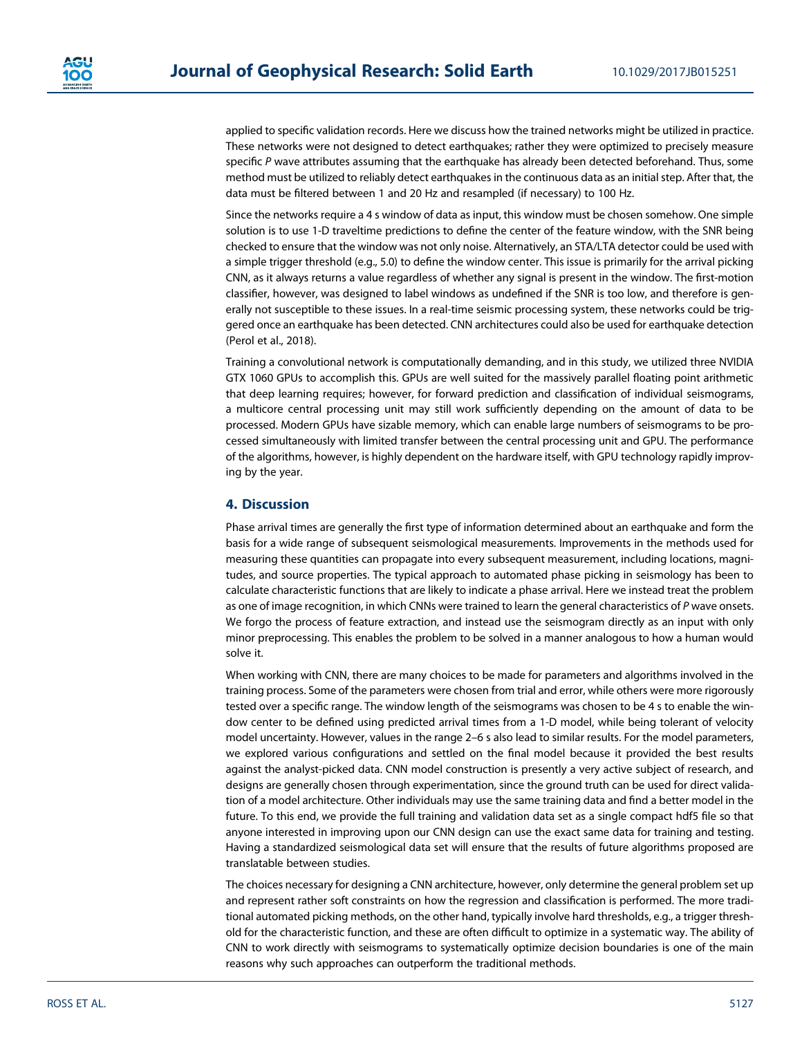applied to specific validation records. Here we discuss how the trained networks might be utilized in practice. These networks were not designed to detect earthquakes; rather they were optimized to precisely measure specific *P* wave attributes assuming that the earthquake has already been detected beforehand. Thus, some method must be utilized to reliably detect earthquakes in the continuous data as an initial step. After that, the data must be filtered between 1 and 20 Hz and resampled (if necessary) to 100 Hz.

Since the networks require a 4 s window of data as input, this window must be chosen somehow. One simple solution is to use 1-D traveltime predictions to define the center of the feature window, with the SNR being checked to ensure that the window was not only noise. Alternatively, an STA/LTA detector could be used with a simple trigger threshold (e.g., 5.0) to define the window center. This issue is primarily for the arrival picking CNN, as it always returns a value regardless of whether any signal is present in the window. The first-motion classifier, however, was designed to label windows as undefined if the SNR is too low, and therefore is generally not susceptible to these issues. In a real-time seismic processing system, these networks could be triggered once an earthquake has been detected. CNN architectures could also be used for earthquake detection (Perol et al., 2018).

Training a convolutional network is computationally demanding, and in this study, we utilized three NVIDIA GTX 1060 GPUs to accomplish this. GPUs are well suited for the massively parallel floating point arithmetic that deep learning requires; however, for forward prediction and classification of individual seismograms, a multicore central processing unit may still work sufficiently depending on the amount of data to be processed. Modern GPUs have sizable memory, which can enable large numbers of seismograms to be processed simultaneously with limited transfer between the central processing unit and GPU. The performance of the algorithms, however, is highly dependent on the hardware itself, with GPU technology rapidly improving by the year.

## 4. Discussion

Phase arrival times are generally the first type of information determined about an earthquake and form the basis for a wide range of subsequent seismological measurements. Improvements in the methods used for measuring these quantities can propagate into every subsequent measurement, including locations, magnitudes, and source properties. The typical approach to automated phase picking in seismology has been to calculate characteristic functions that are likely to indicate a phase arrival. Here we instead treat the problem as one of image recognition, in which CNNs were trained to learn the general characteristics of *P* wave onsets. We forgo the process of feature extraction, and instead use the seismogram directly as an input with only minor preprocessing. This enables the problem to be solved in a manner analogous to how a human would solve it.

When working with CNN, there are many choices to be made for parameters and algorithms involved in the training process. Some of the parameters were chosen from trial and error, while others were more rigorously tested over a specific range. The window length of the seismograms was chosen to be 4 s to enable the window center to be defined using predicted arrival times from a 1-D model, while being tolerant of velocity model uncertainty. However, values in the range 2–6 s also lead to similar results. For the model parameters, we explored various configurations and settled on the final model because it provided the best results against the analyst-picked data. CNN model construction is presently a very active subject of research, and designs are generally chosen through experimentation, since the ground truth can be used for direct validation of a model architecture. Other individuals may use the same training data and find a better model in the future. To this end, we provide the full training and validation data set as a single compact hdf5 file so that anyone interested in improving upon our CNN design can use the exact same data for training and testing. Having a standardized seismological data set will ensure that the results of future algorithms proposed are translatable between studies.

The choices necessary for designing a CNN architecture, however, only determine the general problem set up and represent rather soft constraints on how the regression and classification is performed. The more traditional automated picking methods, on the other hand, typically involve hard thresholds, e.g., a trigger threshold for the characteristic function, and these are often difficult to optimize in a systematic way. The ability of CNN to work directly with seismograms to systematically optimize decision boundaries is one of the main reasons why such approaches can outperform the traditional methods.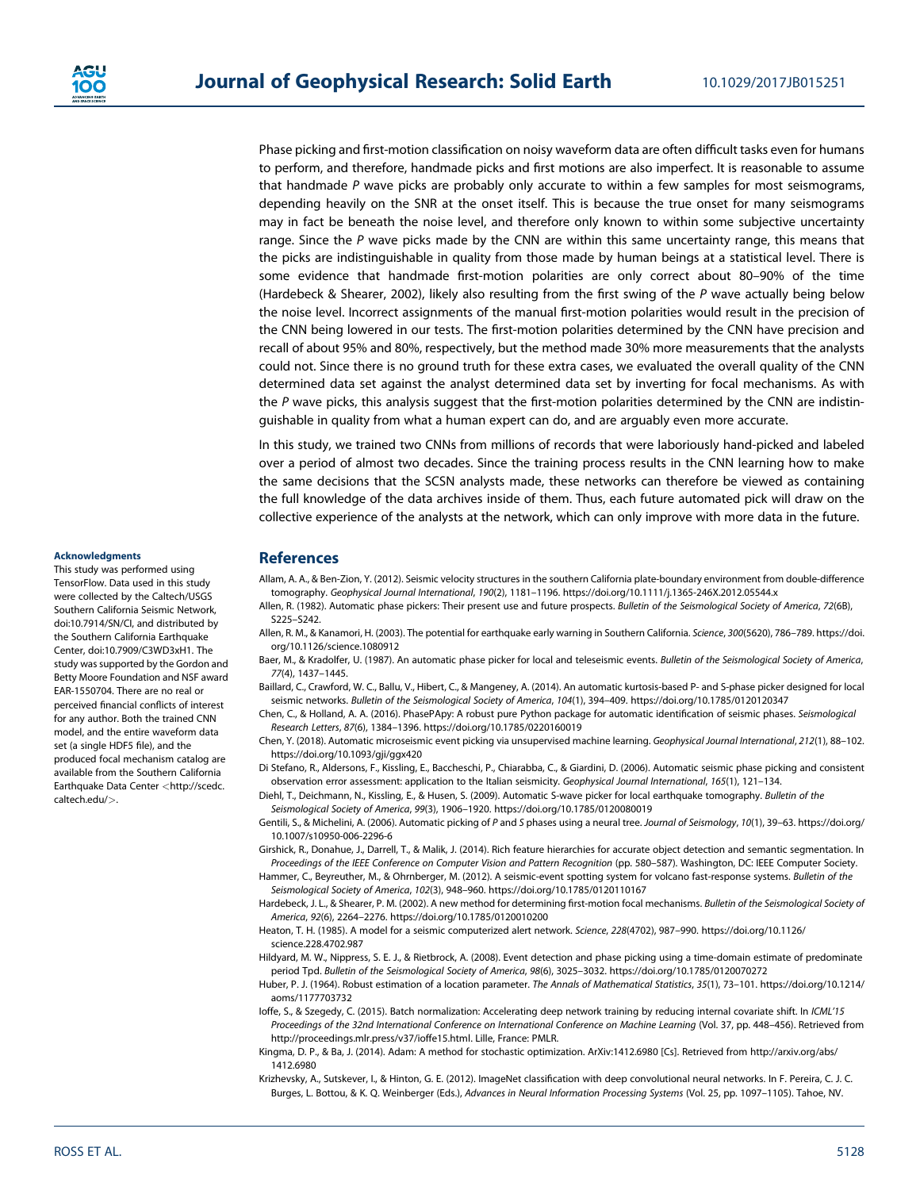Phase picking and first-motion classification on noisy waveform data are often difficult tasks even for humans to perform, and therefore, handmade picks and first motions are also imperfect. It is reasonable to assume that handmade *P* wave picks are probably only accurate to within a few samples for most seismograms, depending heavily on the SNR at the onset itself. This is because the true onset for many seismograms may in fact be beneath the noise level, and therefore only known to within some subjective uncertainty range. Since the *P* wave picks made by the CNN are within this same uncertainty range, this means that the picks are indistinguishable in quality from those made by human beings at a statistical level. There is some evidence that handmade first-motion polarities are only correct about 80–90% of the time (Hardebeck & Shearer, 2002), likely also resulting from the first swing of the *P* wave actually being below the noise level. Incorrect assignments of the manual first-motion polarities would result in the precision of the CNN being lowered in our tests. The first-motion polarities determined by the CNN have precision and recall of about 95% and 80%, respectively, but the method made 30% more measurements that the analysts could not. Since there is no ground truth for these extra cases, we evaluated the overall quality of the CNN determined data set against the analyst determined data set by inverting for focal mechanisms. As with the *P* wave picks, this analysis suggest that the first-motion polarities determined by the CNN are indistinguishable in quality from what a human expert can do, and are arguably even more accurate.

In this study, we trained two CNNs from millions of records that were laboriously hand-picked and labeled over a period of almost two decades. Since the training process results in the CNN learning how to make the same decisions that the SCSN analysts made, these networks can therefore be viewed as containing the full knowledge of the data archives inside of them. Thus, each future automated pick will draw on the collective experience of the analysts at the network, which can only improve with more data in the future.

#### Acknowledgments

This study was performed using TensorFlow. Data used in this study were collected by the Caltech/USGS Southern California Seismic Network, doi:10.7914/SN/CI, and distributed by the Southern California Earthquake Center, doi:10.7909/C3WD3xH1. The study was supported by the Gordon and Betty Moore Foundation and NSF award EAR-1550704. There are no real or perceived financial conflicts of interest for any author. Both the trained CNN model, and the entire waveform data set (a single HDF5 file), and the produced focal mechanism catalog are available from the Southern California Earthquake Data Center <http://scedc.caltech.edu/>.

## References

Allam, A. A., & Ben-Zion, Y. (2012). Seismic velocity structures in the southern California plate-boundary environment from double-difference tomography. *Geophysical Journal International*, *190*(2), 1181–1196. https://doi.org/10.1111/j.1365-246X.2012.05544.x

Allen, R. (1982). Automatic phase pickers: Their present use and future prospects. *Bulletin of the Seismological Society of America*, *72*(6B), S225–S242.

Allen, R. M., & Kanamori, H. (2003). The potential for earthquake early warning in Southern California. *Science*, *300*(5620), 786–789. https://doi.org/10.1126/science.1080912

Baer, M., & Kradolfer, U. (1987). An automatic phase picker for local and teleseismic events. *Bulletin of the Seismological Society of America*, *77*(4), 1437–1445.

Baillard, C., Crawford, W. C., Ballu, V., Hibert, C., & Mangeney, A. (2014). An automatic kurtosis-based P- and S-phase picker designed for local seismic networks. *Bulletin of the Seismological Society of America*, *104*(1), 394–409. https://doi.org/10.1785/0120120347

Chen, C., & Holland, A. A. (2016). PhasePApy: A robust pure Python package for automatic identification of seismic phases. *Seismological Research Letters*, *87*(6), 1384–1396. https://doi.org/10.1785/0220160019

Chen, Y. (2018). Automatic microseismic event picking via unsupervised machine learning. *Geophysical Journal International*, *212*(1), 88–102. https://doi.org/10.1093/gji/ggx420

Di Stefano, R., Aldersons, F., Kissling, E., Baccheschi, P., Chiarabba, C., & Giardini, D. (2006). Automatic seismic phase picking and consistent observation error assessment: application to the Italian seismicity. *Geophysical Journal International*, *165*(1), 121–134.

Diehl, T., Deichmann, N., Kissling, E., & Husen, S. (2009). Automatic S-wave picker for local earthquake tomography. *Bulletin of the Seismological Society of America*, *99*(3), 1906–1920. https://doi.org/10.1785/0120080019

Gentili, S., & Michelini, A. (2006). Automatic picking of *P* and *S* phases using a neural tree. *Journal of Seismology*, *10*(1), 39–63. https://doi.org/10.1007/s10950-006-2296-6

Girshick, R., Donahue, J., Darrell, T., & Malik, J. (2014). Rich feature hierarchies for accurate object detection and semantic segmentation. In *Proceedings of the IEEE Conference on Computer Vision and Pattern Recognition* (pp. 580–587). Washington, DC: IEEE Computer Society.

Hammer, C., Beyreuther, M., & Ohrnberger, M. (2012). A seismic-event spotting system for volcano fast-response systems. *Bulletin of the Seismological Society of America*, *102*(3), 948–960. https://doi.org/10.1785/0120110167

Hardebeck, J. L., & Shearer, P. M. (2002). A new method for determining first-motion focal mechanisms. *Bulletin of the Seismological Society of America*, *92*(6), 2264–2276. https://doi.org/10.1785/0120010200

Heaton, T. H. (1985). A model for a seismic computerized alert network. *Science*, *228*(4702), 987–990. https://doi.org/10.1126/science.228.4702.987

Hildyard, M. W., Nippress, S. E. J., & Rietbrock, A. (2008). Event detection and phase picking using a time-domain estimate of predominate period Tpd. *Bulletin of the Seismological Society of America*, *98*(6), 3025–3032. https://doi.org/10.1785/0120070272

Huber, P. J. (1964). Robust estimation of a location parameter. *The Annals of Mathematical Statistics*, *35*(1), 73–101. https://doi.org/10.1214/aoms/1177703732

Ioffe, S., & Szegedy, C. (2015). Batch normalization: Accelerating deep network training by reducing internal covariate shift. In *ICML'15 Proceedings of the 32nd International Conference on International Conference on Machine Learning* (Vol. 37, pp. 448–456). Retrieved from http://proceedings.mlr.press/v37/ioffe15.html. Lille, France: PMLR.

Kingma, D. P., & Ba, J. (2014). Adam: A method for stochastic optimization. ArXiv:1412.6980 [Cs]. Retrieved from http://arxiv.org/abs/1412.6980

Krizhevsky, A., Sutskever, I., & Hinton, G. E. (2012). ImageNet classification with deep convolutional neural networks. In F. Pereira, C. J. C. Burges, L. Bottou, & K. Q. Weinberger (Eds.), *Advances in Neural Information Processing Systems* (Vol. 25, pp. 1097–1105). Tahoe, NV.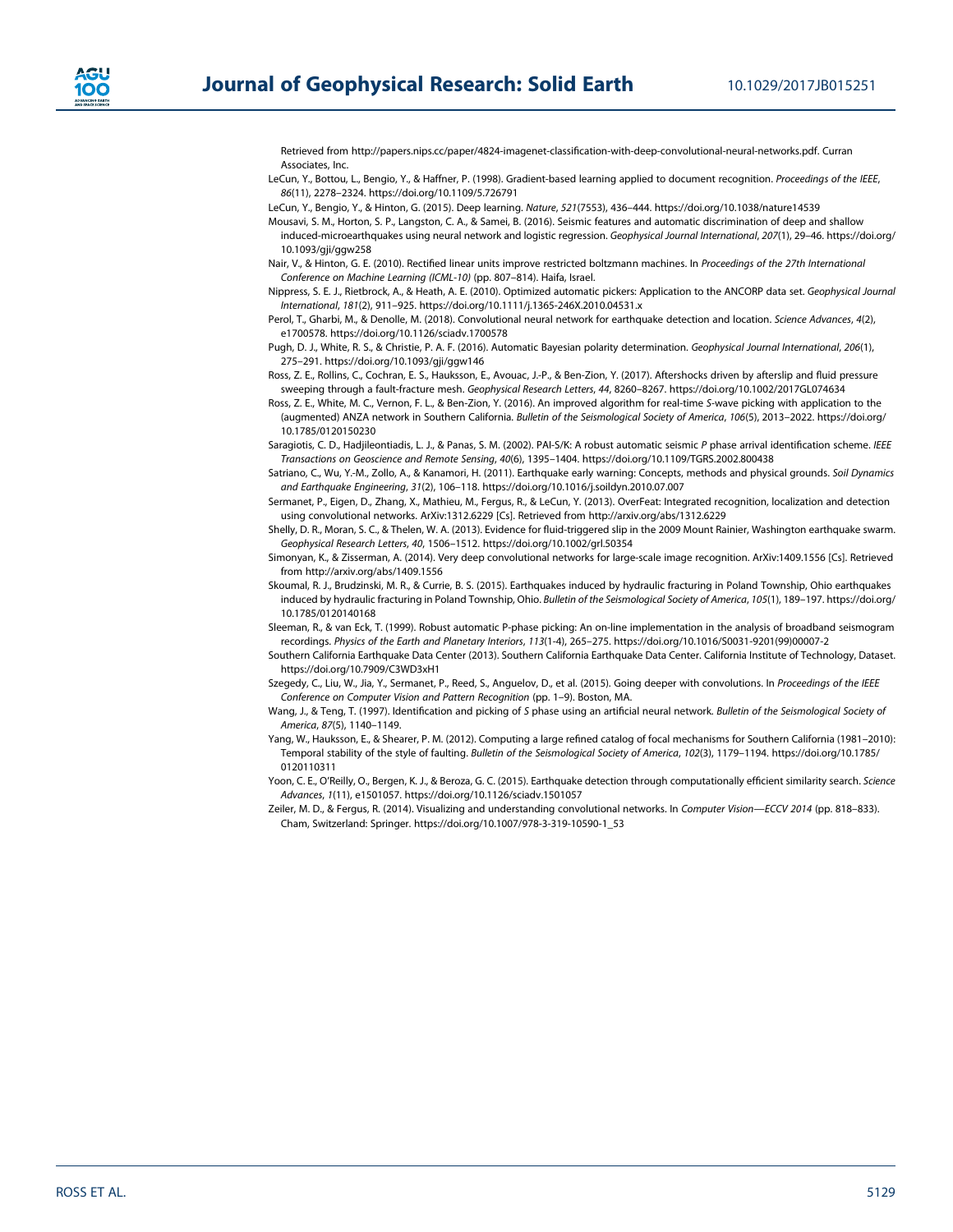Retrieved from http://papers.nips.cc/paper/4824-imagenet-classification-with-deep-convolutional-neural-networks.pdf. Curran Associates, Inc.

LeCun, Y., Bottou, L., Bengio, Y., & Haffner, P. (1998). Gradient-based learning applied to document recognition. *Proceedings of the IEEE*, *86*(11), 2278–2324. https://doi.org/10.1109/5.726791

LeCun, Y., Bengio, Y., & Hinton, G. (2015). Deep learning. *Nature*, *521*(7553), 436–444. https://doi.org/10.1038/nature14539

Mousavi, S. M., Horton, S. P., Langston, C. A., & Samei, B. (2016). Seismic features and automatic discrimination of deep and shallow induced-microearthquakes using neural network and logistic regression. *Geophysical Journal International*, *207*(1), 29–46. https://doi.org/10.1093/gji/ggw258

Nair, V., & Hinton, G. E. (2010). Rectified linear units improve restricted boltzmann machines. In *Proceedings of the 27th International Conference on Machine Learning (ICML-10)* (pp. 807–814). Haifa, Israel.

Nippress, S. E. J., Rietbrock, A., & Heath, A. E. (2010). Optimized automatic pickers: Application to the ANCORP data set. *Geophysical Journal International*, *181*(2), 911–925. https://doi.org/10.1111/j.1365-246X.2010.04531.x

Perol, T., Gharbi, M., & Denolle, M. (2018). Convolutional neural network for earthquake detection and location. *Science Advances*, *4*(2), e1700578. https://doi.org/10.1126/sciadv.1700578

Pugh, D. J., White, R. S., & Christie, P. A. F. (2016). Automatic Bayesian polarity determination. *Geophysical Journal International*, *206*(1), 275–291. https://doi.org/10.1093/gji/ggw146

Ross, Z. E., Rollins, C., Cochran, E. S., Hauksson, E., Avouac, J.-P., & Ben-Zion, Y. (2017). Aftershocks driven by afterslip and fluid pressure sweeping through a fault-fracture mesh. *Geophysical Research Letters*, *44*, 8260–8267. https://doi.org/10.1002/2017GL074634

Ross, Z. E., White, M. C., Vernon, F. L., & Ben-Zion, Y. (2016). An improved algorithm for real-time *S*-wave picking with application to the (augmented) ANZA network in Southern California. *Bulletin of the Seismological Society of America*, *106*(5), 2013–2022. https://doi.org/10.1785/0120150230

Saragiotis, C. D., Hadjileontiadis, L. J., & Panas, S. M. (2002). PAI-S/K: A robust automatic seismic *P* phase arrival identification scheme. *IEEE Transactions on Geoscience and Remote Sensing*, *40*(6), 1395–1404. https://doi.org/10.1109/TGRS.2002.800438

Satriano, C., Wu, Y.-M., Zollo, A., & Kanamori, H. (2011). Earthquake early warning: Concepts, methods and physical grounds. *Soil Dynamics and Earthquake Engineering*, *31*(2), 106–118. https://doi.org/10.1016/j.soildyn.2010.07.007

Sermanet, P., Eigen, D., Zhang, X., Mathieu, M., Fergus, R., & LeCun, Y. (2013). OverFeat: Integrated recognition, localization and detection using convolutional networks. ArXiv:1312.6229 [Cs]. Retrieved from http://arxiv.org/abs/1312.6229

Shelly, D. R., Moran, S. C., & Thelen, W. A. (2013). Evidence for fluid-triggered slip in the 2009 Mount Rainier, Washington earthquake swarm. *Geophysical Research Letters*, *40*, 1506–1512. https://doi.org/10.1002/grl.50354

Simonyan, K., & Zisserman, A. (2014). Very deep convolutional networks for large-scale image recognition. ArXiv:1409.1556 [Cs]. Retrieved from http://arxiv.org/abs/1409.1556

Skoumal, R. J., Brudzinski, M. R., & Currie, B. S. (2015). Earthquakes induced by hydraulic fracturing in Poland Township, Ohio earthquakes induced by hydraulic fracturing in Poland Township, Ohio. *Bulletin of the Seismological Society of America*, *105*(1), 189–197. https://doi.org/10.1785/0120140168

Sleeman, R., & van Eck, T. (1999). Robust automatic P-phase picking: An on-line implementation in the analysis of broadband seismogram recordings. *Physics of the Earth and Planetary Interiors*, *113*(1-4), 265–275. https://doi.org/10.1016/S0031-9201(99)00007-2

Southern California Earthquake Data Center (2013). Southern California Earthquake Data Center. California Institute of Technology, Dataset. https://doi.org/10.7909/C3WD3xH1

Szegedy, C., Liu, W., Jia, Y., Sermanet, P., Reed, S., Anguelov, D., et al. (2015). Going deeper with convolutions. In *Proceedings of the IEEE Conference on Computer Vision and Pattern Recognition* (pp. 1–9). Boston, MA.

Wang, J., & Teng, T. (1997). Identification and picking of *S* phase using an artificial neural network. *Bulletin of the Seismological Society of America*, *87*(5), 1140–1149.

Yang, W., Hauksson, E., & Shearer, P. M. (2012). Computing a large refined catalog of focal mechanisms for Southern California (1981–2010): Temporal stability of the style of faulting. *Bulletin of the Seismological Society of America*, *102*(3), 1179–1194. https://doi.org/10.1785/0120110311

Yoon, C. E., O'Reilly, O., Bergen, K. J., & Beroza, G. C. (2015). Earthquake detection through computationally efficient similarity search. *Science Advances*, *1*(11), e1501057. https://doi.org/10.1126/sciadv.1501057

Zeiler, M. D., & Fergus, R. (2014). Visualizing and understanding convolutional networks. In *Computer Vision—ECCV 2014* (pp. 818–833). Cham, Switzerland: Springer. https://doi.org/10.1007/978-3-319-10590-1_53